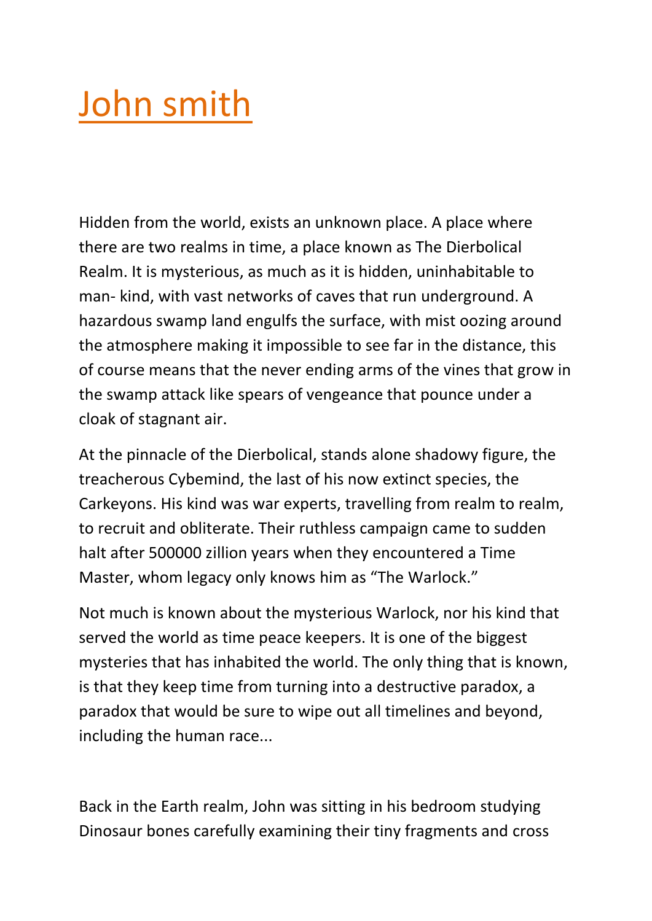# John smith

Hidden from the world, exists an unknown place. A place where there are two realms in time, a place known as The Dierbolical Realm. It is mysterious, as much as it is hidden, uninhabitable to man- kind, with vast networks of caves that run underground. A hazardous swamp land engulfs the surface, with mist oozing around the atmosphere making it impossible to see far in the distance, this of course means that the never ending arms of the vines that grow in the swamp attack like spears of vengeance that pounce under a cloak of stagnant air.

At the pinnacle of the Dierbolical, stands alone shadowy figure, the treacherous Cybemind, the last of his now extinct species, the Carkeyons. His kind was war experts, travelling from realm to realm, to recruit and obliterate. Their ruthless campaign came to sudden halt after 500000 zillion years when they encountered a Time Master, whom legacy only knows him as "The Warlock."

Not much is known about the mysterious Warlock, nor his kind that served the world as time peace keepers. It is one of the biggest mysteries that has inhabited the world. The only thing that is known, is that they keep time from turning into a destructive paradox, a paradox that would be sure to wipe out all timelines and beyond, including the human race...

Back in the Earth realm, John was sitting in his bedroom studying Dinosaur bones carefully examining their tiny fragments and cross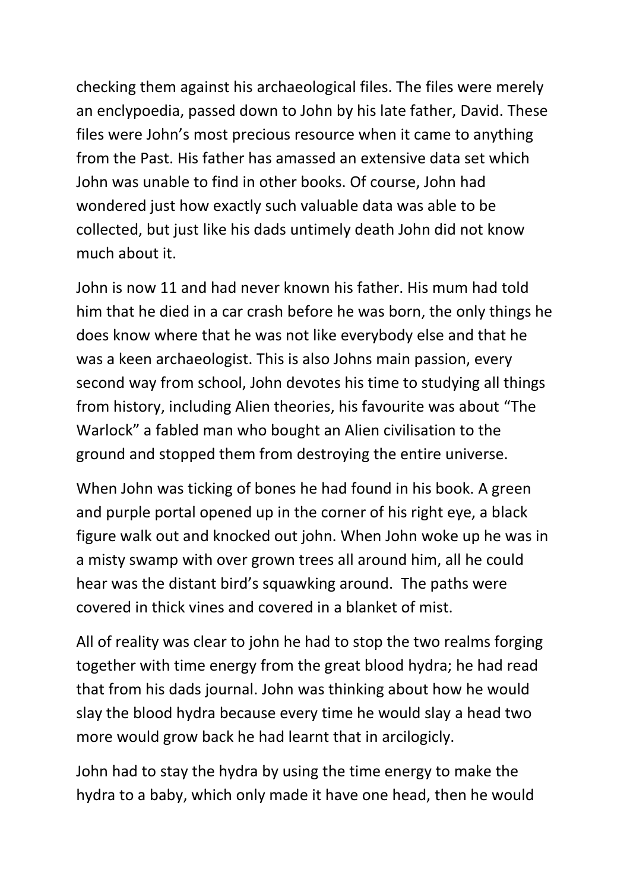checking them against his archaeological files. The files were merely an enclypoedia, passed down to John by his late father, David. These files were John's most precious resource when it came to anything from the Past. His father has amassed an extensive data set which John was unable to find in other books. Of course, John had wondered just how exactly such valuable data was able to be collected, but just like his dads untimely death John did not know much about it.

John is now 11 and had never known his father. His mum had told him that he died in a car crash before he was born, the only things he does know where that he was not like everybody else and that he was a keen archaeologist. This is also Johns main passion, every second way from school, John devotes his time to studying all things from history, including Alien theories, his favourite was about "The Warlock" a fabled man who bought an Alien civilisation to the ground and stopped them from destroying the entire universe.

When John was ticking of bones he had found in his book. A green and purple portal opened up in the corner of his right eye, a black figure walk out and knocked out john. When John woke up he was in a misty swamp with over grown trees all around him, all he could hear was the distant bird's squawking around. The paths were covered in thick vines and covered in a blanket of mist.

All of reality was clear to john he had to stop the two realms forging together with time energy from the great blood hydra; he had read that from his dads journal. John was thinking about how he would slay the blood hydra because every time he would slay a head two more would grow back he had learnt that in arcilogicly.

John had to stay the hydra by using the time energy to make the hydra to a baby, which only made it have one head, then he would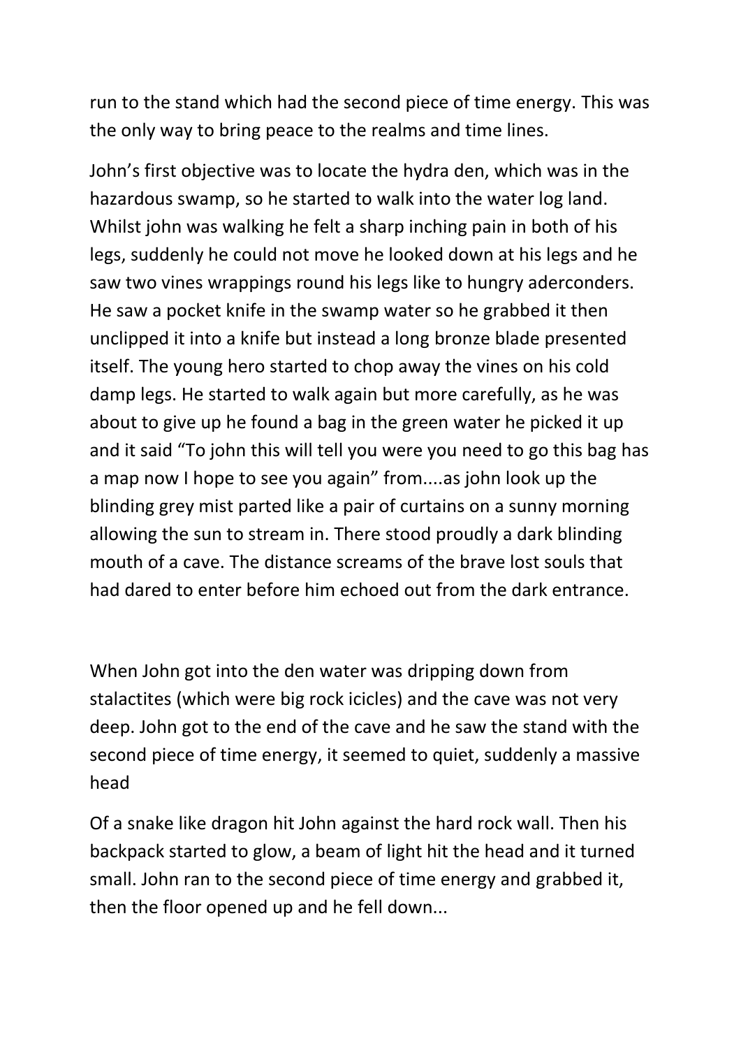run to the stand which had the second piece of time energy. This was the only way to bring peace to the realms and time lines.

John's first objective was to locate the hydra den, which was in the hazardous swamp, so he started to walk into the water log land. Whilst john was walking he felt a sharp inching pain in both of his legs, suddenly he could not move he looked down at his legs and he saw two vines wrappings round his legs like to hungry aderconders. He saw a pocket knife in the swamp water so he grabbed it then unclipped it into a knife but instead a long bronze blade presented itself. The young hero started to chop away the vines on his cold damp legs. He started to walk again but more carefully, as he was about to give up he found a bag in the green water he picked it up and it said "To john this will tell you were you need to go this bag has a map now I hope to see you again" from....as john look up the blinding grey mist parted like a pair of curtains on a sunny morning allowing the sun to stream in. There stood proudly a dark blinding mouth of a cave. The distance screams of the brave lost souls that had dared to enter before him echoed out from the dark entrance.

When John got into the den water was dripping down from stalactites (which were big rock icicles) and the cave was not very deep. John got to the end of the cave and he saw the stand with the second piece of time energy, it seemed to quiet, suddenly a massive head

Of a snake like dragon hit John against the hard rock wall. Then his backpack started to glow, a beam of light hit the head and it turned small. John ran to the second piece of time energy and grabbed it, then the floor opened up and he fell down...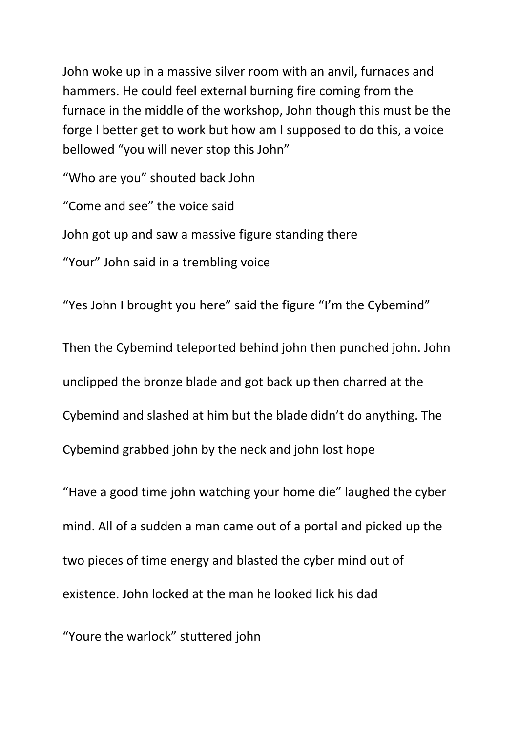John woke up in a massive silver room with an anvil, furnaces and hammers. He could feel external burning fire coming from the furnace in the middle of the workshop, John though this must be the forge I better get to work but how am I supposed to do this, a voice bellowed "you will never stop this John"

"Who are you" shouted back John

"Come and see" the voice said

John got up and saw a massive figure standing there

"Your" John said in a trembling voice

"Yes John I brought you here" said the figure "I'm the Cybemind"

Then the Cybemind teleported behind john then punched john. John unclipped the bronze blade and got back up then charred at the Cybemind and slashed at him but the blade didn't do anything. The Cybemind grabbed john by the neck and john lost hope

"Have a good time john watching your home die" laughed the cyber mind. All of a sudden a man came out of a portal and picked up the two pieces of time energy and blasted the cyber mind out of existence. John locked at the man he looked lick his dad

"Youre the warlock" stuttered john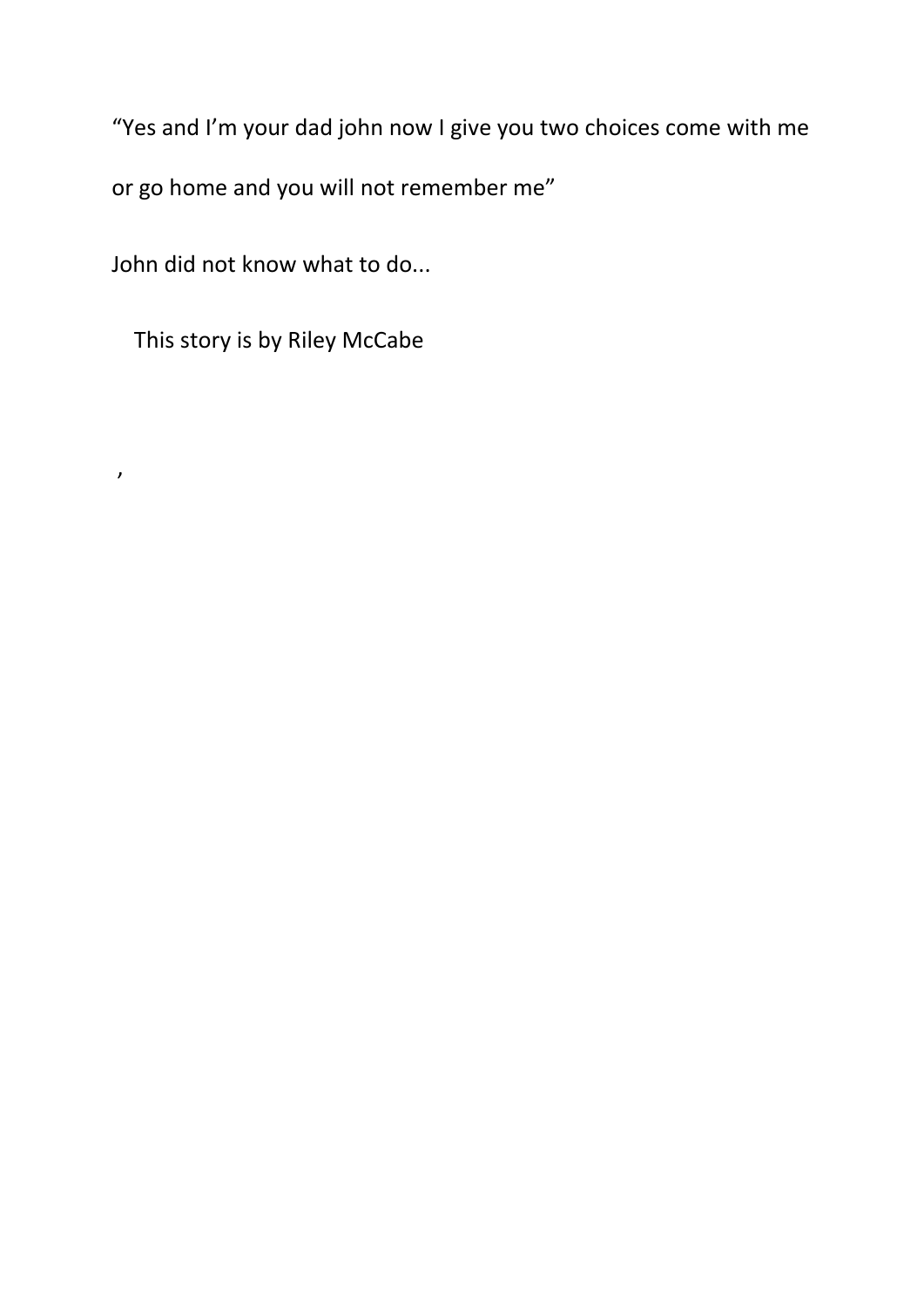"Yes and I'm your dad john now I give you two choices come with me or go home and you will not remember me"

John did not know what to do...

This story is by Riley McCabe

,